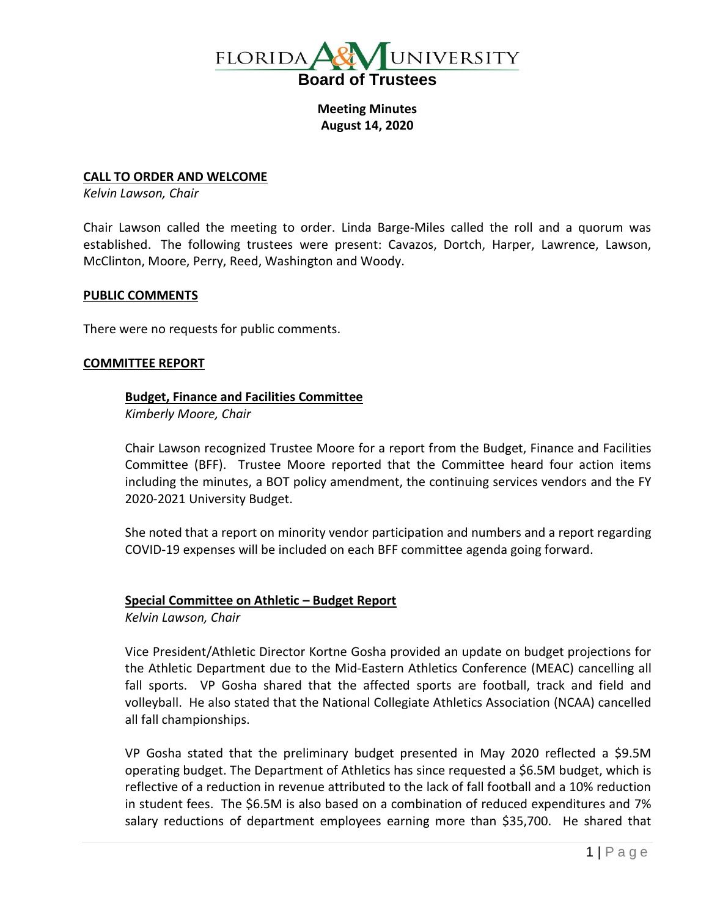# FLORIDA A&M UNIVERSITY
## Board of Trustees

**Meeting Minutes**
**August 14, 2020**

**CALL TO ORDER AND WELCOME**

*Kelvin Lawson, Chair*

Chair Lawson called the meeting to order. Linda Barge-Miles called the roll and a quorum was established. The following trustees were present: Cavazos, Dortch, Harper, Lawrence, Lawson, McClinton, Moore, Perry, Reed, Washington and Woody.

**PUBLIC COMMENTS**

There were no requests for public comments.

**COMMITTEE REPORT**

**Budget, Finance and Facilities Committee**

*Kimberly Moore, Chair*

Chair Lawson recognized Trustee Moore for a report from the Budget, Finance and Facilities Committee (BFF). Trustee Moore reported that the Committee heard four action items including the minutes, a BOT policy amendment, the continuing services vendors and the FY 2020-2021 University Budget.

She noted that a report on minority vendor participation and numbers and a report regarding COVID-19 expenses will be included on each BFF committee agenda going forward.

**Special Committee on Athletic – Budget Report**

*Kelvin Lawson, Chair*

Vice President/Athletic Director Kortne Gosha provided an update on budget projections for the Athletic Department due to the Mid-Eastern Athletics Conference (MEAC) cancelling all fall sports. VP Gosha shared that the affected sports are football, track and field and volleyball. He also stated that the National Collegiate Athletics Association (NCAA) cancelled all fall championships.

VP Gosha stated that the preliminary budget presented in May 2020 reflected a $9.5M operating budget. The Department of Athletics has since requested a $6.5M budget, which is reflective of a reduction in revenue attributed to the lack of fall football and a 10% reduction in student fees. The $6.5M is also based on a combination of reduced expenditures and 7% salary reductions of department employees earning more than $35,700. He shared that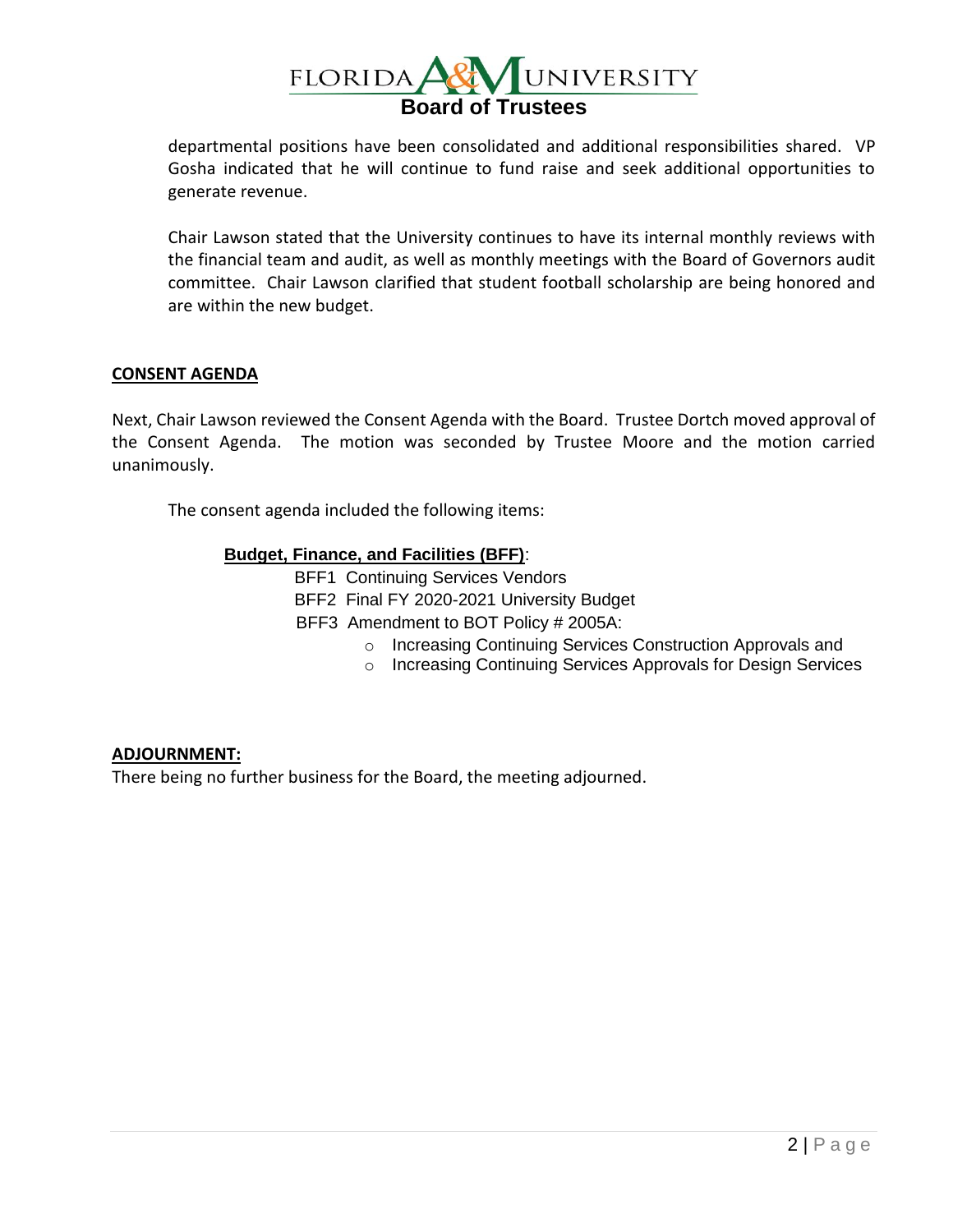departmental positions have been consolidated and additional responsibilities shared. VP Gosha indicated that he will continue to fund raise and seek additional opportunities to generate revenue.

Chair Lawson stated that the University continues to have its internal monthly reviews with the financial team and audit, as well as monthly meetings with the Board of Governors audit committee. Chair Lawson clarified that student football scholarship are being honored and are within the new budget.

## CONSENT AGENDA

Next, Chair Lawson reviewed the Consent Agenda with the Board. Trustee Dortch moved approval of the Consent Agenda. The motion was seconded by Trustee Moore and the motion carried unanimously.

The consent agenda included the following items:

**Budget, Finance, and Facilities (BFF)**:

BFF1 Continuing Services Vendors
BFF2 Final FY 2020-2021 University Budget
BFF3 Amendment to BOT Policy # 2005A:

- Increasing Continuing Services Construction Approvals and
- Increasing Continuing Services Approvals for Design Services

## ADJOURNMENT:

There being no further business for the Board, the meeting adjourned.